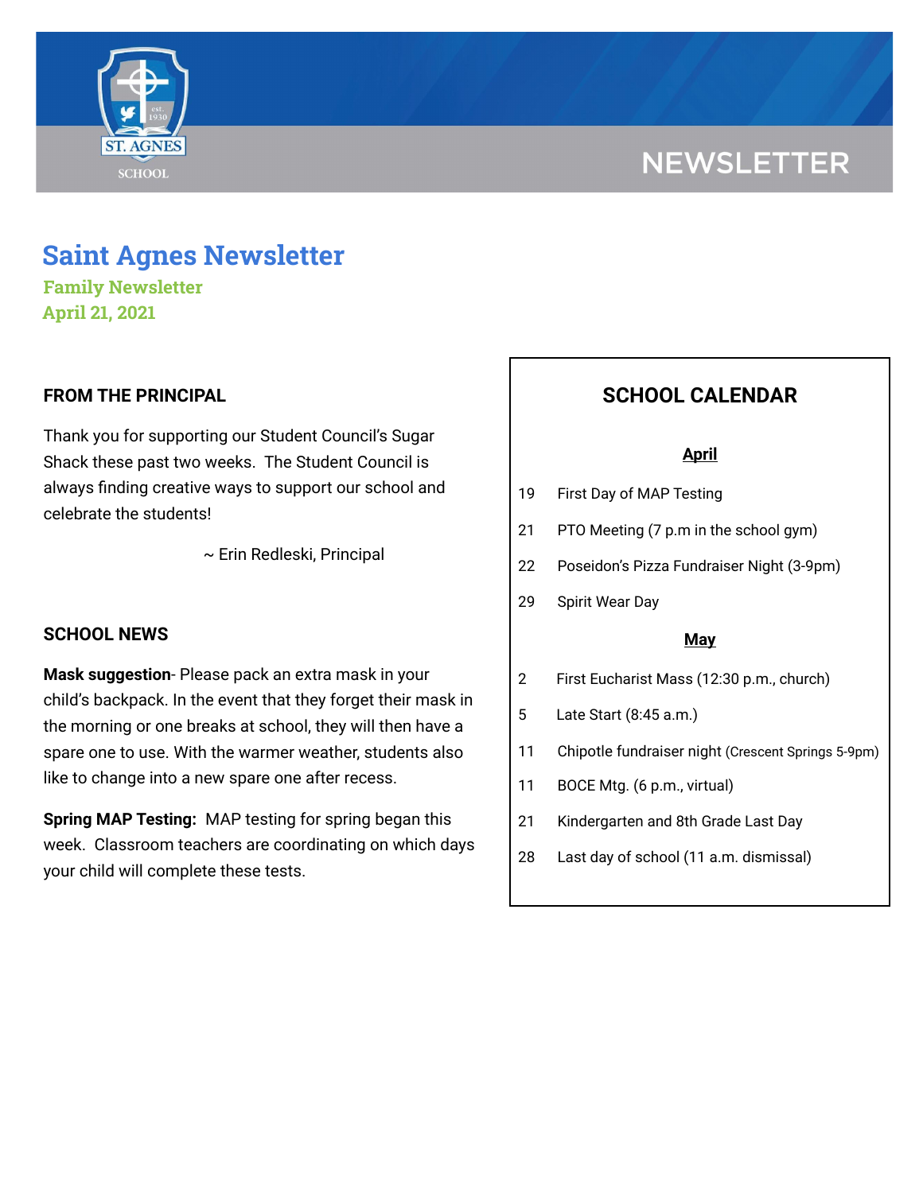# Saint Agnes Newsletter

**Family Newsletter**
**April 21, 2021**

## FROM THE PRINCIPAL

Thank you for supporting our Student Council's Sugar Shack these past two weeks. The Student Council is always finding creative ways to support our school and celebrate the students!

~ Erin Redleski, Principal

## SCHOOL NEWS

**Mask suggestion**- Please pack an extra mask in your child's backpack. In the event that they forget their mask in the morning or one breaks at school, they will then have a spare one to use. With the warmer weather, students also like to change into a new spare one after recess.

**Spring MAP Testing:** MAP testing for spring began this week. Classroom teachers are coordinating on which days your child will complete these tests.

## SCHOOL CALENDAR

**April**

| | |
|---|---|
| 19 | First Day of MAP Testing |
| 21 | PTO Meeting (7 p.m in the school gym) |
| 22 | Poseidon's Pizza Fundraiser Night (3-9pm) |
| 29 | Spirit Wear Day |

**May**

| | |
|---|---|
| 2 | First Eucharist Mass (12:30 p.m., church) |
| 5 | Late Start (8:45 a.m.) |
| 11 | Chipotle fundraiser night (Crescent Springs 5-9pm) |
| 11 | BOCE Mtg. (6 p.m., virtual) |
| 21 | Kindergarten and 8th Grade Last Day |
| 28 | Last day of school (11 a.m. dismissal) |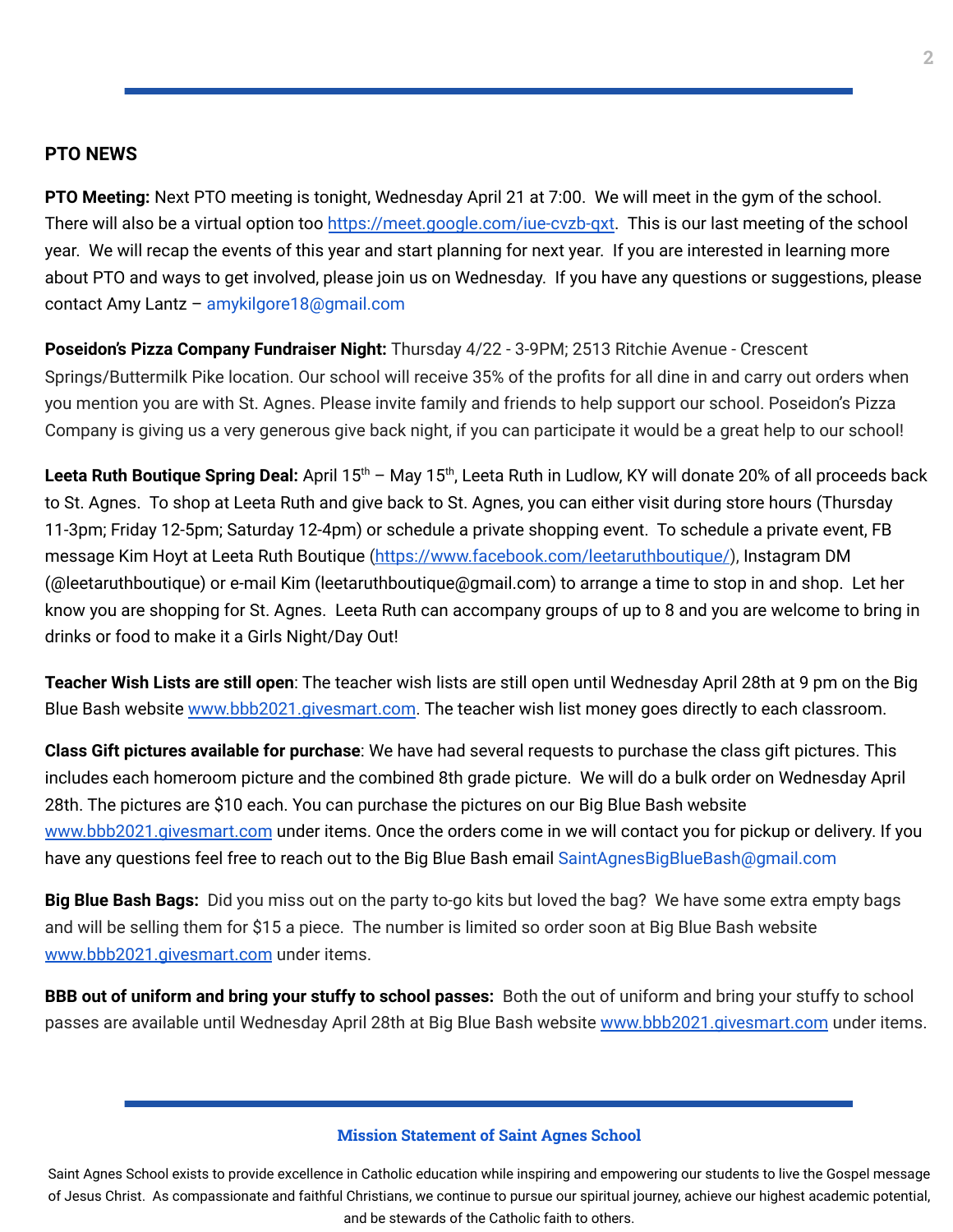## PTO NEWS

**PTO Meeting:** Next PTO meeting is tonight, Wednesday April 21 at 7:00. We will meet in the gym of the school. There will also be a virtual option too https://meet.google.com/iue-cvzb-qxt. This is our last meeting of the school year. We will recap the events of this year and start planning for next year. If you are interested in learning more about PTO and ways to get involved, please join us on Wednesday. If you have any questions or suggestions, please contact Amy Lantz – amykilgore18@gmail.com

**Poseidon's Pizza Company Fundraiser Night:** Thursday 4/22 - 3-9PM; 2513 Ritchie Avenue - Crescent Springs/Buttermilk Pike location. Our school will receive 35% of the profits for all dine in and carry out orders when you mention you are with St. Agnes. Please invite family and friends to help support our school. Poseidon's Pizza Company is giving us a very generous give back night, if you can participate it would be a great help to our school!

**Leeta Ruth Boutique Spring Deal:** April 15th – May 15th, Leeta Ruth in Ludlow, KY will donate 20% of all proceeds back to St. Agnes. To shop at Leeta Ruth and give back to St. Agnes, you can either visit during store hours (Thursday 11-3pm; Friday 12-5pm; Saturday 12-4pm) or schedule a private shopping event. To schedule a private event, FB message Kim Hoyt at Leeta Ruth Boutique (https://www.facebook.com/leetaruthboutique/), Instagram DM (@leetaruthboutique) or e-mail Kim (leetaruthboutique@gmail.com) to arrange a time to stop in and shop. Let her know you are shopping for St. Agnes. Leeta Ruth can accompany groups of up to 8 and you are welcome to bring in drinks or food to make it a Girls Night/Day Out!

**Teacher Wish Lists are still open**: The teacher wish lists are still open until Wednesday April 28th at 9 pm on the Big Blue Bash website www.bbb2021.givesmart.com. The teacher wish list money goes directly to each classroom.

**Class Gift pictures available for purchase**: We have had several requests to purchase the class gift pictures. This includes each homeroom picture and the combined 8th grade picture. We will do a bulk order on Wednesday April 28th. The pictures are $10 each. You can purchase the pictures on our Big Blue Bash website www.bbb2021.givesmart.com under items. Once the orders come in we will contact you for pickup or delivery. If you have any questions feel free to reach out to the Big Blue Bash email SaintAgnesBigBlueBash@gmail.com

**Big Blue Bash Bags:** Did you miss out on the party to-go kits but loved the bag? We have some extra empty bags and will be selling them for $15 a piece. The number is limited so order soon at Big Blue Bash website www.bbb2021.givesmart.com under items.

**BBB out of uniform and bring your stuffy to school passes:** Both the out of uniform and bring your stuffy to school passes are available until Wednesday April 28th at Big Blue Bash website www.bbb2021.givesmart.com under items.

---

**Mission Statement of Saint Agnes School**

Saint Agnes School exists to provide excellence in Catholic education while inspiring and empowering our students to live the Gospel message of Jesus Christ. As compassionate and faithful Christians, we continue to pursue our spiritual journey, achieve our highest academic potential, and be stewards of the Catholic faith to others.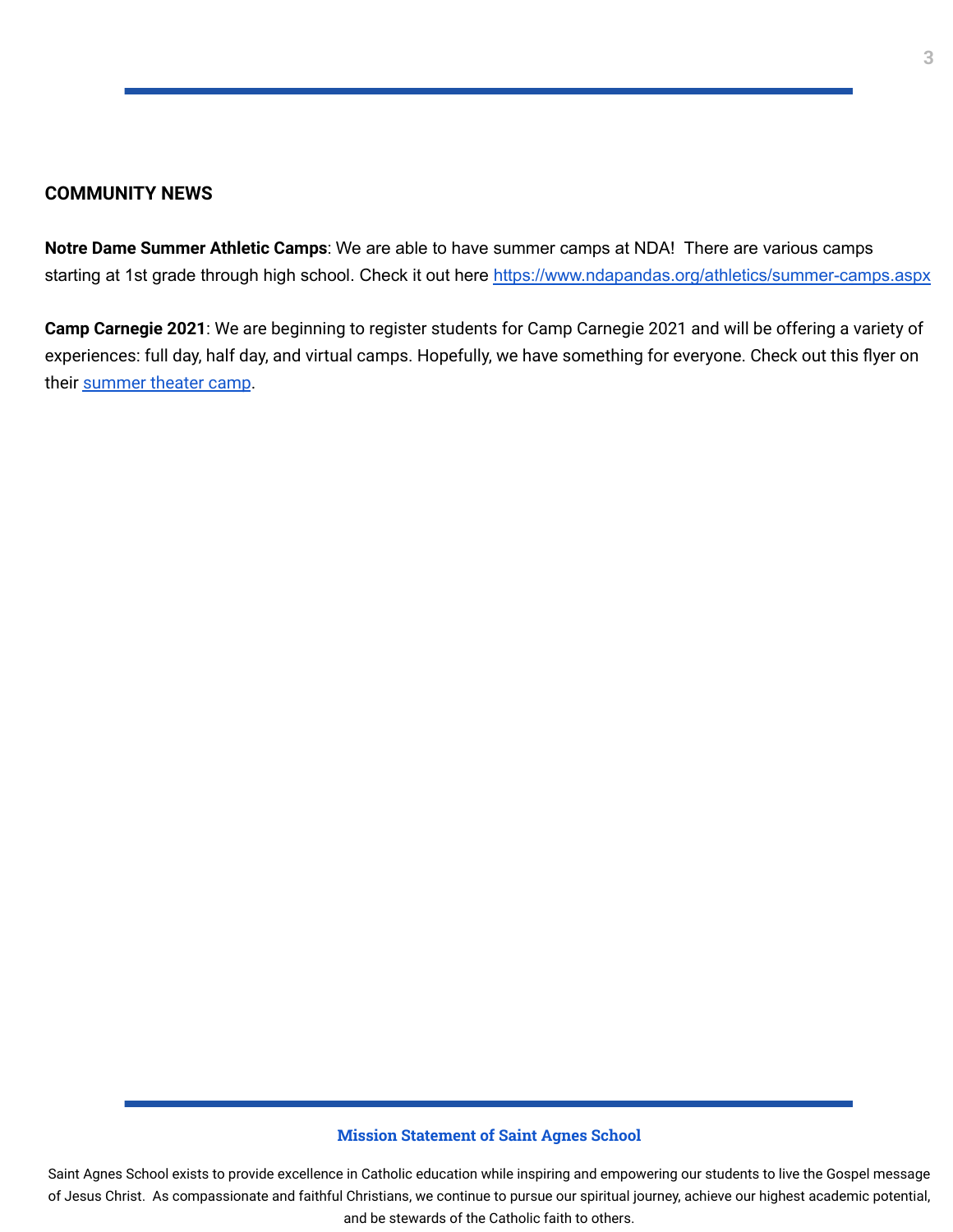## COMMUNITY NEWS

**Notre Dame Summer Athletic Camps**: We are able to have summer camps at NDA!  There are various camps starting at 1st grade through high school. Check it out here https://www.ndapandas.org/athletics/summer-camps.aspx

**Camp Carnegie 2021**: We are beginning to register students for Camp Carnegie 2021 and will be offering a variety of experiences: full day, half day, and virtual camps. Hopefully, we have something for everyone. Check out this flyer on their summer theater camp.

**Mission Statement of Saint Agnes School**

Saint Agnes School exists to provide excellence in Catholic education while inspiring and empowering our students to live the Gospel message of Jesus Christ.  As compassionate and faithful Christians, we continue to pursue our spiritual journey, achieve our highest academic potential, and be stewards of the Catholic faith to others.